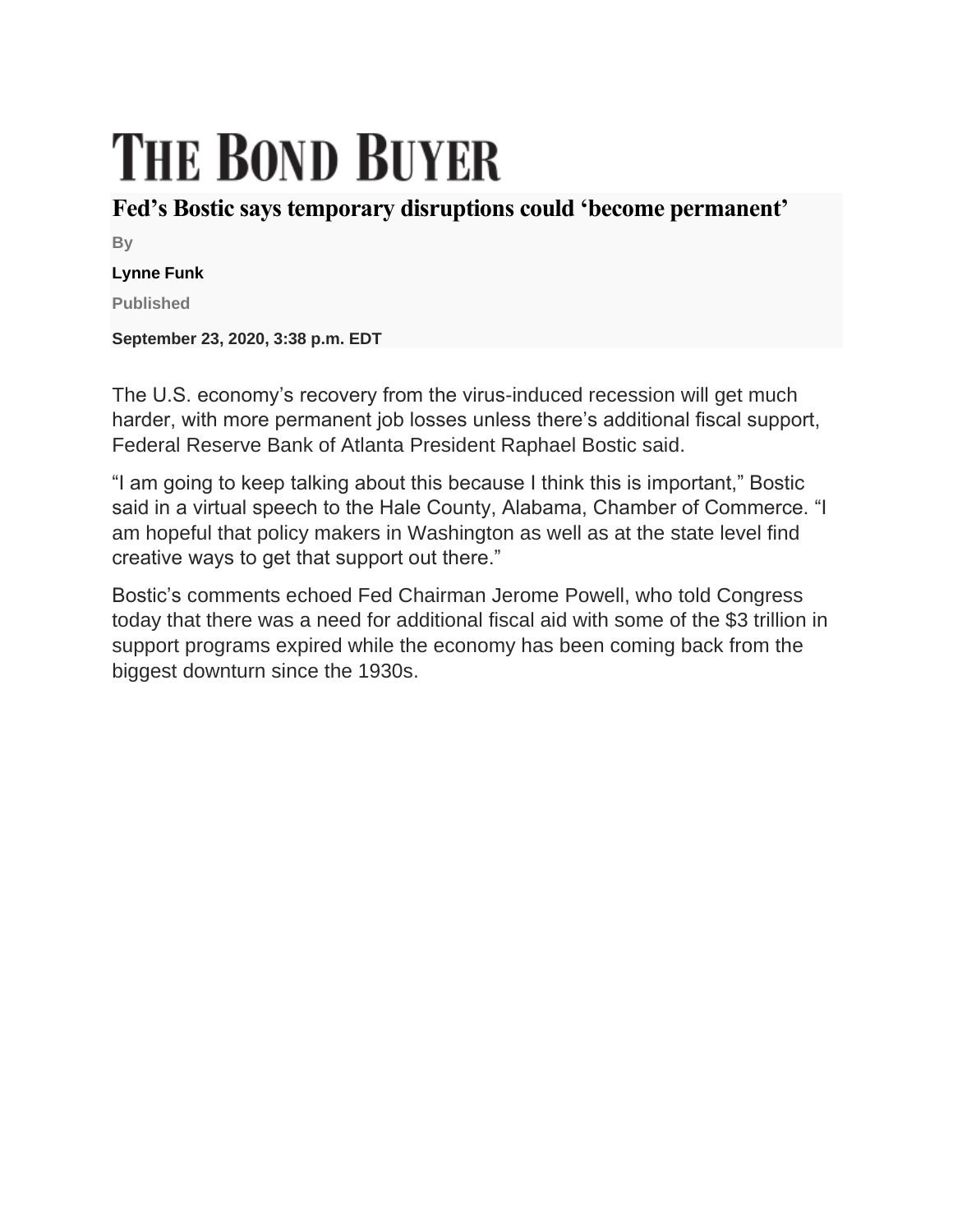# THE BOND BUYER

## Fed's Bostic says temporary disruptions could 'become permanent'

By

**Lynne Funk**

Published

**September 23, 2020, 3:38 p.m. EDT**

The U.S. economy's recovery from the virus-induced recession will get much harder, with more permanent job losses unless there's additional fiscal support, Federal Reserve Bank of Atlanta President Raphael Bostic said.

"I am going to keep talking about this because I think this is important," Bostic said in a virtual speech to the Hale County, Alabama, Chamber of Commerce. "I am hopeful that policy makers in Washington as well as at the state level find creative ways to get that support out there."

Bostic's comments echoed Fed Chairman Jerome Powell, who told Congress today that there was a need for additional fiscal aid with some of the $3 trillion in support programs expired while the economy has been coming back from the biggest downturn since the 1930s.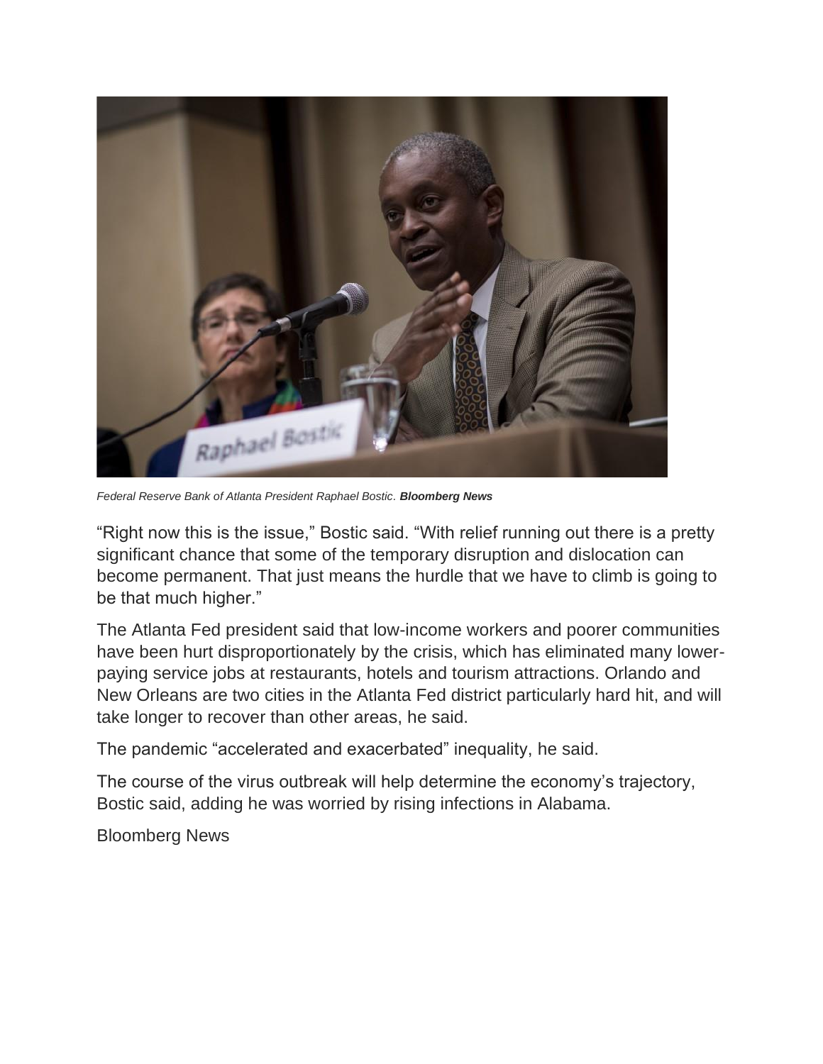*Federal Reserve Bank of Atlanta President Raphael Bostic.* ***Bloomberg News***

“Right now this is the issue,” Bostic said. “With relief running out there is a pretty significant chance that some of the temporary disruption and dislocation can become permanent. That just means the hurdle that we have to climb is going to be that much higher.”

The Atlanta Fed president said that low-income workers and poorer communities have been hurt disproportionately by the crisis, which has eliminated many lower-paying service jobs at restaurants, hotels and tourism attractions. Orlando and New Orleans are two cities in the Atlanta Fed district particularly hard hit, and will take longer to recover than other areas, he said.

The pandemic “accelerated and exacerbated” inequality, he said.

The course of the virus outbreak will help determine the economy’s trajectory, Bostic said, adding he was worried by rising infections in Alabama.

Bloomberg News